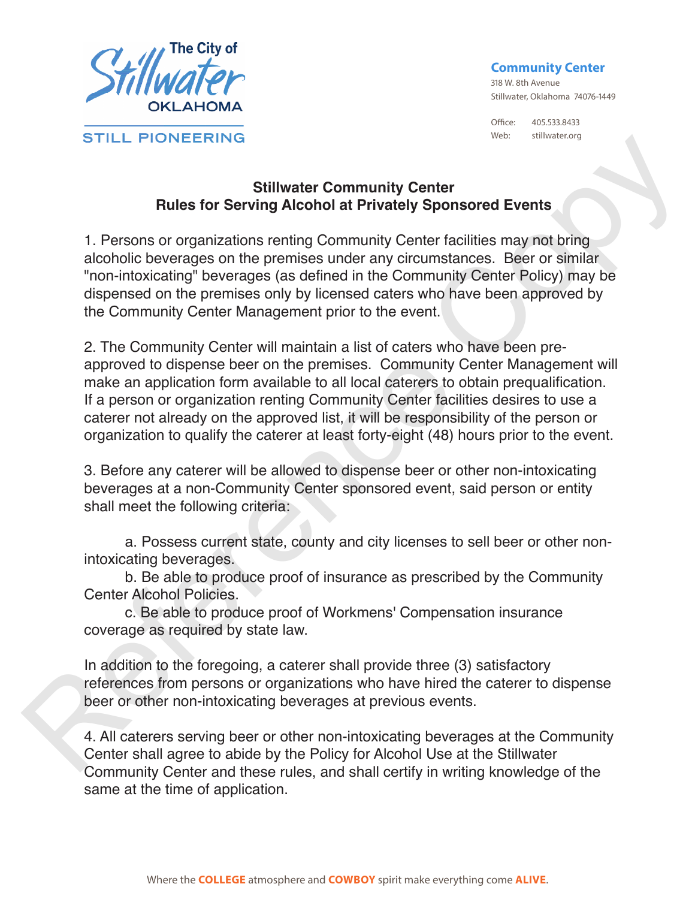The City of Stillwater OKLAHOMA

STILL PIONEERING

**Community Center**
318 W. 8th Avenue
Stillwater, Oklahoma 74076-1449

Office: 405.533.8433
Web: stillwater.org

## Stillwater Community Center
## Rules for Serving Alcohol at Privately Sponsored Events

1. Persons or organizations renting Community Center facilities may not bring alcoholic beverages on the premises under any circumstances. Beer or similar "non-intoxicating" beverages (as defined in the Community Center Policy) may be dispensed on the premises only by licensed caters who have been approved by the Community Center Management prior to the event.

2. The Community Center will maintain a list of caters who have been pre-approved to dispense beer on the premises. Community Center Management will make an application form available to all local caterers to obtain prequalification. If a person or organization renting Community Center facilities desires to use a caterer not already on the approved list, it will be responsibility of the person or organization to qualify the caterer at least forty-eight (48) hours prior to the event.

3. Before any caterer will be allowed to dispense beer or other non-intoxicating beverages at a non-Community Center sponsored event, said person or entity shall meet the following criteria:

a. Possess current state, county and city licenses to sell beer or other non-intoxicating beverages.
b. Be able to produce proof of insurance as prescribed by the Community Center Alcohol Policies.
c. Be able to produce proof of Workmens' Compensation insurance coverage as required by state law.

In addition to the foregoing, a caterer shall provide three (3) satisfactory references from persons or organizations who have hired the caterer to dispense beer or other non-intoxicating beverages at previous events.

4. All caterers serving beer or other non-intoxicating beverages at the Community Center shall agree to abide by the Policy for Alcohol Use at the Stillwater Community Center and these rules, and shall certify in writing knowledge of the same at the time of application.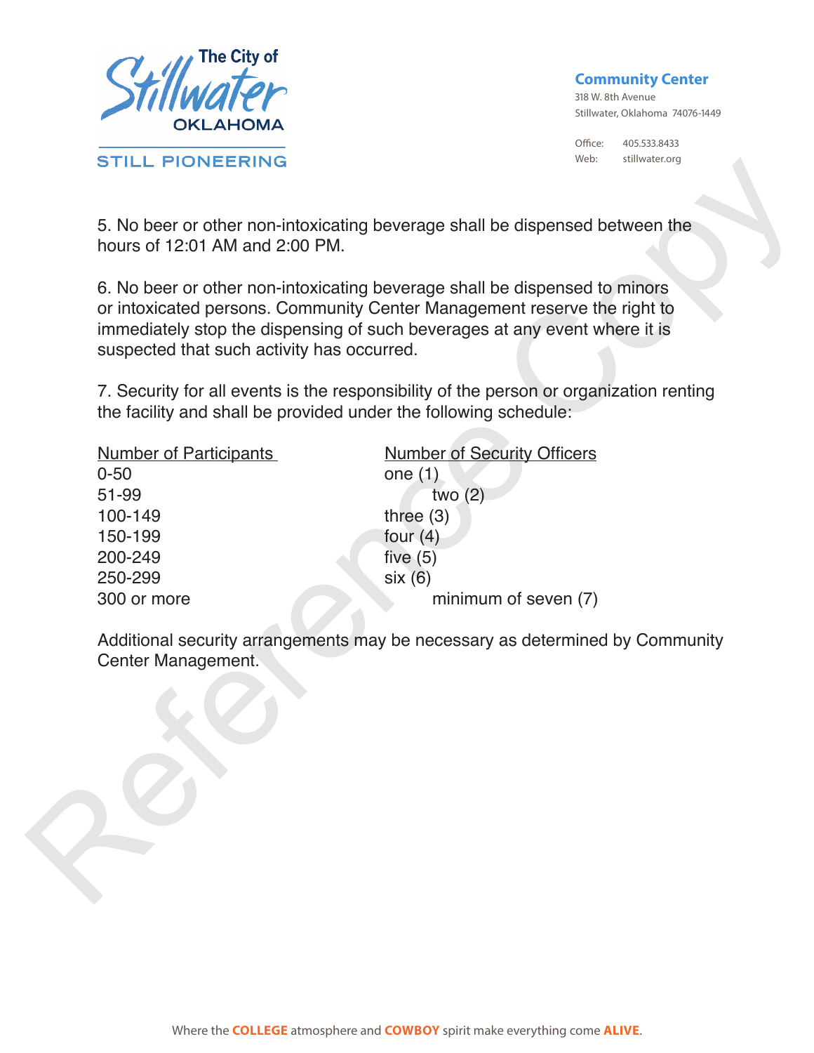5. No beer or other non-intoxicating beverage shall be dispensed between the hours of 12:01 AM and 2:00 PM.

6. No beer or other non-intoxicating beverage shall be dispensed to minors or intoxicated persons. Community Center Management reserve the right to immediately stop the dispensing of such beverages at any event where it is suspected that such activity has occurred.

7. Security for all events is the responsibility of the person or organization renting the facility and shall be provided under the following schedule:

| Number of Participants | Number of Security Officers |
| --- | --- |
| 0-50 | one (1) |
| 51-99 | two (2) |
| 100-149 | three (3) |
| 150-199 | four (4) |
| 200-249 | five (5) |
| 250-299 | six (6) |
| 300 or more | minimum of seven (7) |

Additional security arrangements may be necessary as determined by Community Center Management.